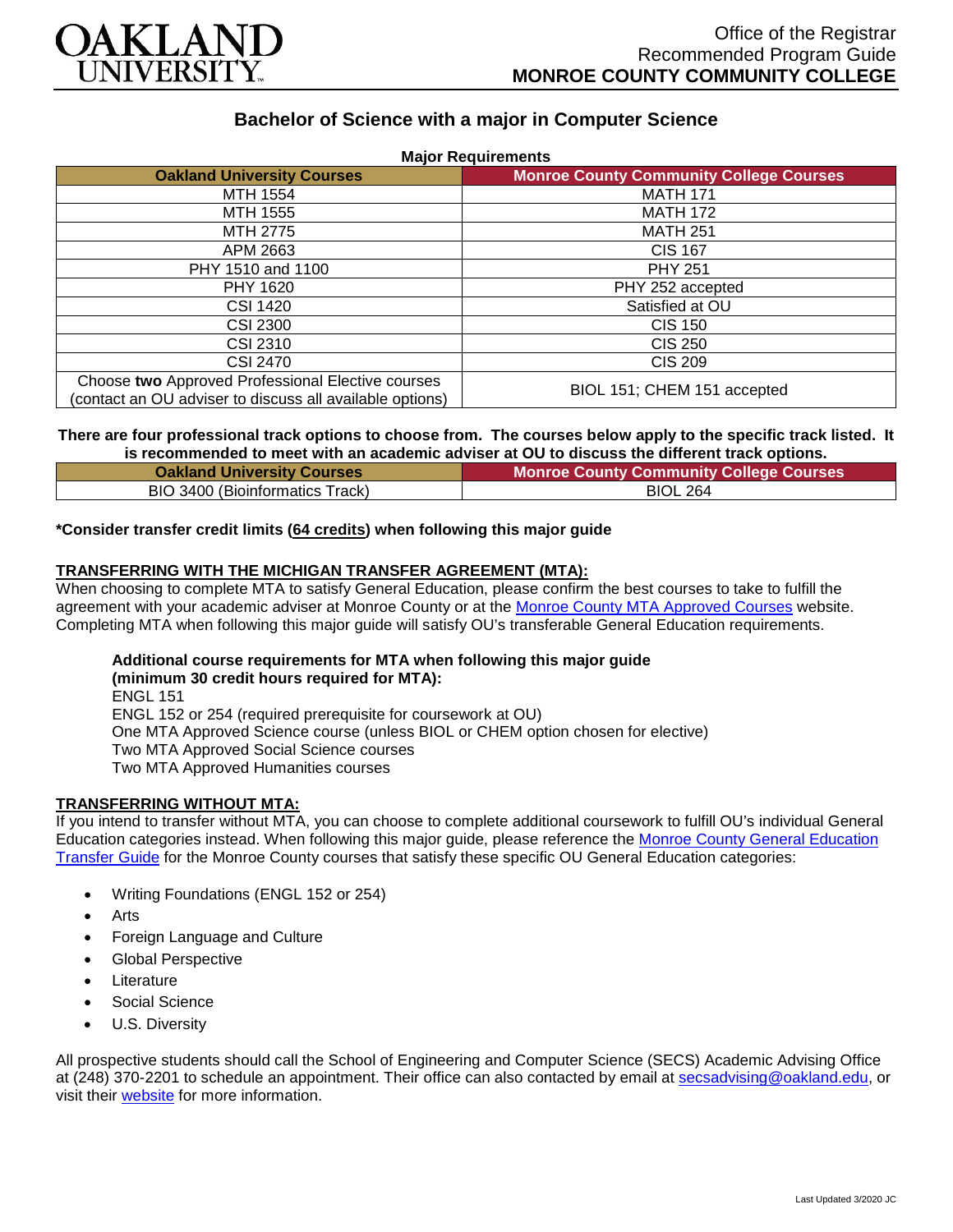OAKLAND UNIVERSITY

Office of the Registrar
Recommended Program Guide
**MONROE COUNTY COMMUNITY COLLEGE**

## Bachelor of Science with a major in Computer Science

**Major Requirements**

| Oakland University Courses | Monroe County Community College Courses |
|---|---|
| MTH 1554 | MATH 171 |
| MTH 1555 | MATH 172 |
| MTH 2775 | MATH 251 |
| APM 2663 | CIS 167 |
| PHY 1510 and 1100 | PHY 251 |
| PHY 1620 | PHY 252 accepted |
| CSI 1420 | Satisfied at OU |
| CSI 2300 | CIS 150 |
| CSI 2310 | CIS 250 |
| CSI 2470 | CIS 209 |
| Choose **two** Approved Professional Elective courses (contact an OU adviser to discuss all available options) | BIOL 151; CHEM 151 accepted |

**There are four professional track options to choose from. The courses below apply to the specific track listed. It is recommended to meet with an academic adviser at OU to discuss the different track options.**

| Oakland University Courses | Monroe County Community College Courses |
|---|---|
| BIO 3400 (Bioinformatics Track) | BIOL 264 |

**\*Consider transfer credit limits (64 credits) when following this major guide**

### TRANSFERRING WITH THE MICHIGAN TRANSFER AGREEMENT (MTA):

When choosing to complete MTA to satisfy General Education, please confirm the best courses to take to fulfill the agreement with your academic adviser at Monroe County or at the Monroe County MTA Approved Courses website. Completing MTA when following this major guide will satisfy OU's transferable General Education requirements.

**Additional course requirements for MTA when following this major guide (minimum 30 credit hours required for MTA):**
ENGL 151
ENGL 152 or 254 (required prerequisite for coursework at OU)
One MTA Approved Science course (unless BIOL or CHEM option chosen for elective)
Two MTA Approved Social Science courses
Two MTA Approved Humanities courses

### TRANSFERRING WITHOUT MTA:

If you intend to transfer without MTA, you can choose to complete additional coursework to fulfill OU's individual General Education categories instead. When following this major guide, please reference the Monroe County General Education Transfer Guide for the Monroe County courses that satisfy these specific OU General Education categories:

- Writing Foundations (ENGL 152 or 254)
- Arts
- Foreign Language and Culture
- Global Perspective
- Literature
- Social Science
- U.S. Diversity

All prospective students should call the School of Engineering and Computer Science (SECS) Academic Advising Office at (248) 370-2201 to schedule an appointment. Their office can also contacted by email at secsadvising@oakland.edu, or visit their website for more information.

Last Updated 3/2020 JC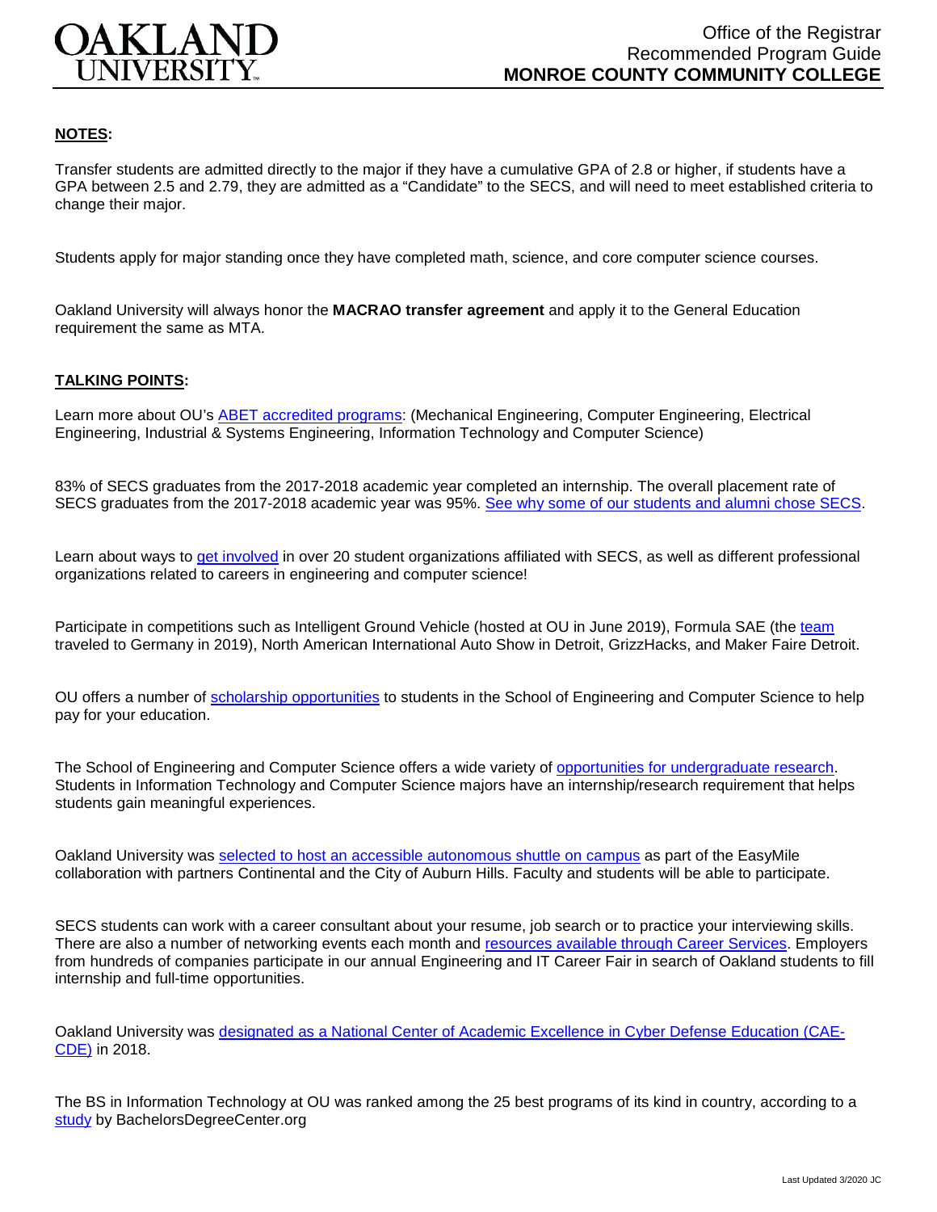**NOTES:**

Transfer students are admitted directly to the major if they have a cumulative GPA of 2.8 or higher, if students have a GPA between 2.5 and 2.79, they are admitted as a "Candidate" to the SECS, and will need to meet established criteria to change their major.

Students apply for major standing once they have completed math, science, and core computer science courses.

Oakland University will always honor the **MACRAO transfer agreement** and apply it to the General Education requirement the same as MTA.

**TALKING POINTS:**

Learn more about OU's ABET accredited programs: (Mechanical Engineering, Computer Engineering, Electrical Engineering, Industrial & Systems Engineering, Information Technology and Computer Science)

83% of SECS graduates from the 2017-2018 academic year completed an internship. The overall placement rate of SECS graduates from the 2017-2018 academic year was 95%. See why some of our students and alumni chose SECS.

Learn about ways to get involved in over 20 student organizations affiliated with SECS, as well as different professional organizations related to careers in engineering and computer science!

Participate in competitions such as Intelligent Ground Vehicle (hosted at OU in June 2019), Formula SAE (the team traveled to Germany in 2019), North American International Auto Show in Detroit, GrizzHacks, and Maker Faire Detroit.

OU offers a number of scholarship opportunities to students in the School of Engineering and Computer Science to help pay for your education.

The School of Engineering and Computer Science offers a wide variety of opportunities for undergraduate research. Students in Information Technology and Computer Science majors have an internship/research requirement that helps students gain meaningful experiences.

Oakland University was selected to host an accessible autonomous shuttle on campus as part of the EasyMile collaboration with partners Continental and the City of Auburn Hills. Faculty and students will be able to participate.

SECS students can work with a career consultant about your resume, job search or to practice your interviewing skills. There are also a number of networking events each month and resources available through Career Services. Employers from hundreds of companies participate in our annual Engineering and IT Career Fair in search of Oakland students to fill internship and full-time opportunities.

Oakland University was designated as a National Center of Academic Excellence in Cyber Defense Education (CAE-CDE) in 2018.

The BS in Information Technology at OU was ranked among the 25 best programs of its kind in country, according to a study by BachelorsDegreeCenter.org

Last Updated 3/2020 JC